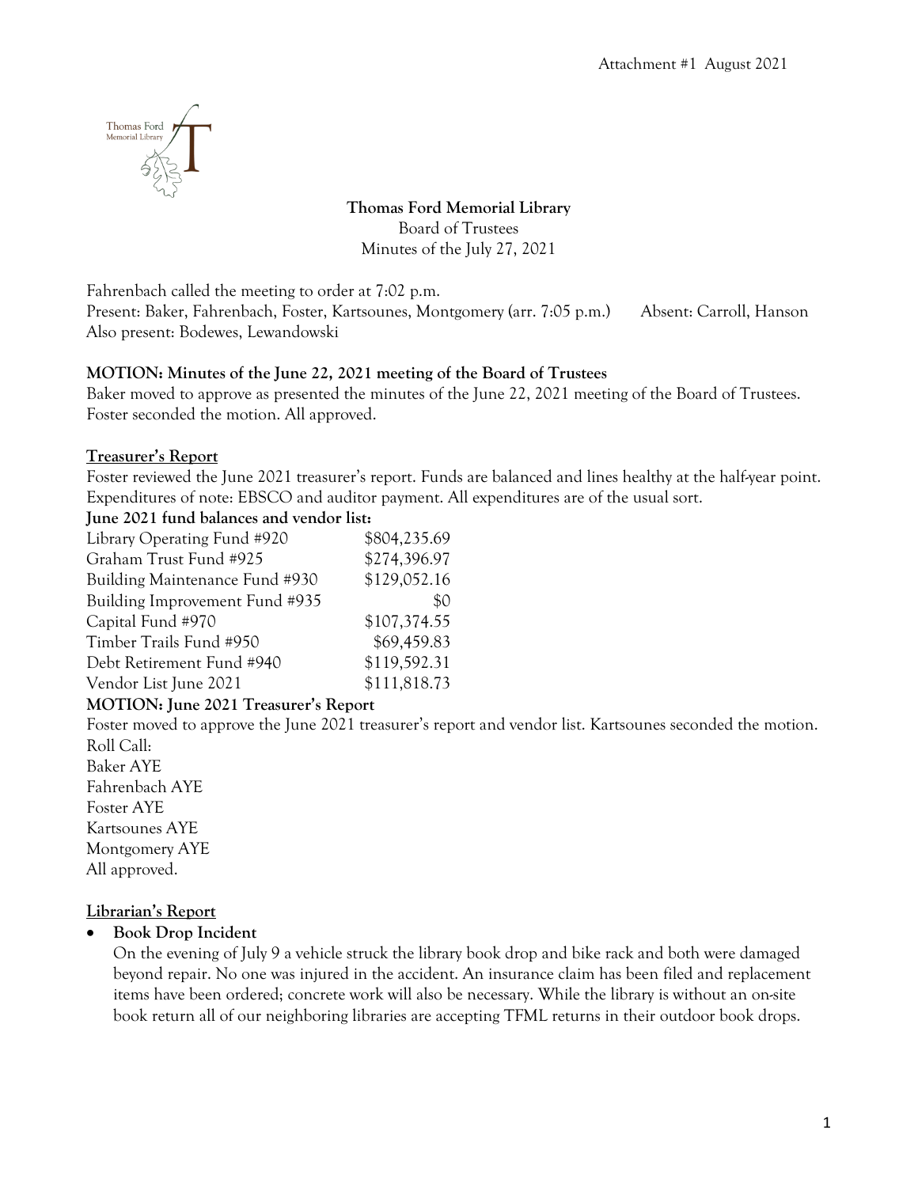Attachment #1 August 2021

**Thomas Ford Memorial Library**
Board of Trustees
Minutes of the July 27, 2021

Fahrenbach called the meeting to order at 7:02 p.m.
Present: Baker, Fahrenbach, Foster, Kartsounes, Montgomery (arr. 7:05 p.m.) Absent: Carroll, Hanson
Also present: Bodewes, Lewandowski

**MOTION: Minutes of the June 22, 2021 meeting of the Board of Trustees**
Baker moved to approve as presented the minutes of the June 22, 2021 meeting of the Board of Trustees. Foster seconded the motion. All approved.

**Treasurer's Report**
Foster reviewed the June 2021 treasurer's report. Funds are balanced and lines healthy at the half-year point. Expenditures of note: EBSCO and auditor payment. All expenditures are of the usual sort.

**June 2021 fund balances and vendor list:**

| Fund | Balance |
|---|---|
| Library Operating Fund #920 | $804,235.69 |
| Graham Trust Fund #925 | $274,396.97 |
| Building Maintenance Fund #930 | $129,052.16 |
| Building Improvement Fund #935 | $0 |
| Capital Fund #970 | $107,374.55 |
| Timber Trails Fund #950 | $69,459.83 |
| Debt Retirement Fund #940 | $119,592.31 |
| Vendor List June 2021 | $111,818.73 |

**MOTION: June 2021 Treasurer's Report**
Foster moved to approve the June 2021 treasurer's report and vendor list. Kartsounes seconded the motion.
Roll Call:
Baker AYE
Fahrenbach AYE
Foster AYE
Kartsounes AYE
Montgomery AYE
All approved.

**Librarian's Report**

- **Book Drop Incident**
  On the evening of July 9 a vehicle struck the library book drop and bike rack and both were damaged beyond repair. No one was injured in the accident. An insurance claim has been filed and replacement items have been ordered; concrete work will also be necessary. While the library is without an on-site book return all of our neighboring libraries are accepting TFML returns in their outdoor book drops.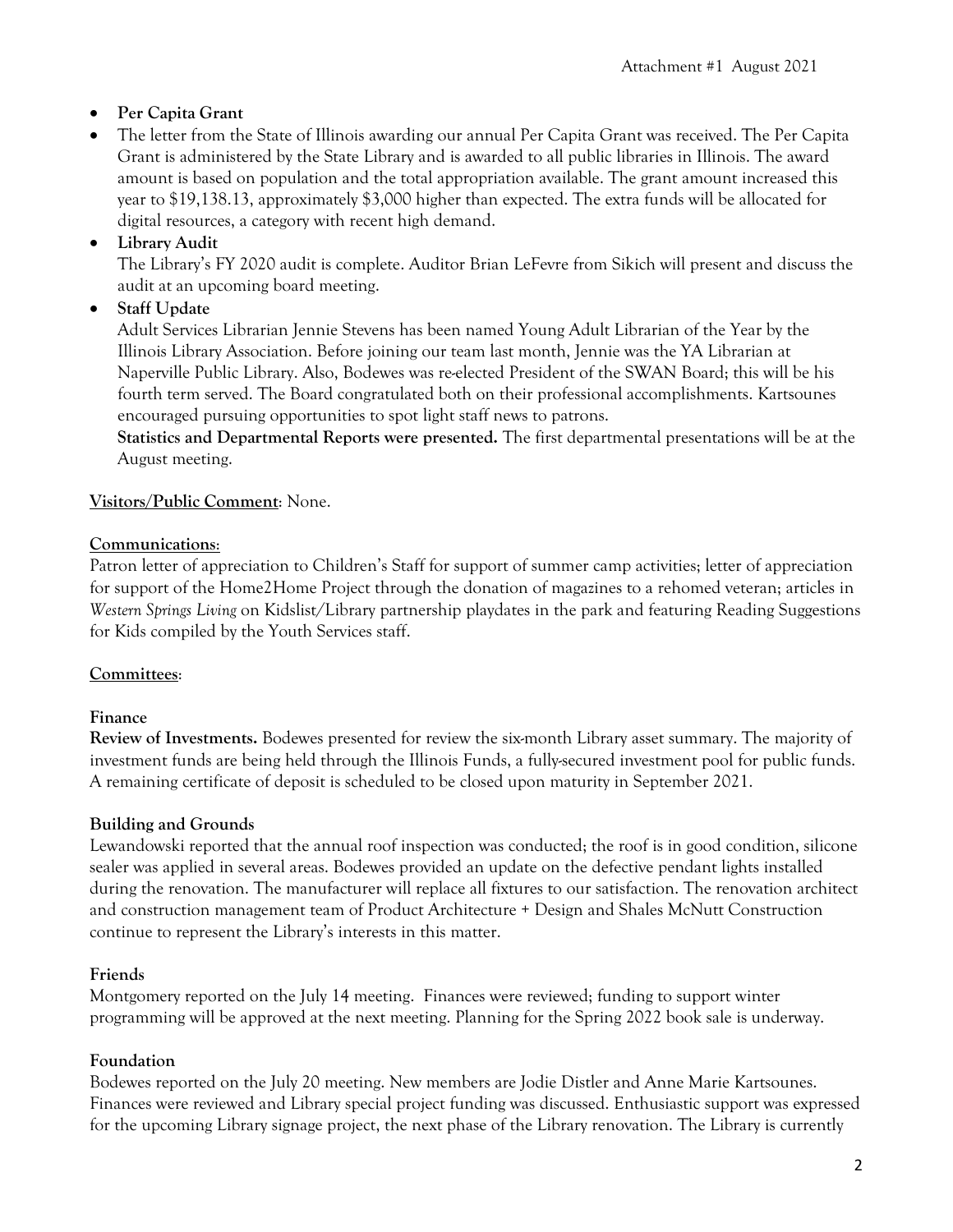- **Per Capita Grant**
- The letter from the State of Illinois awarding our annual Per Capita Grant was received. The Per Capita Grant is administered by the State Library and is awarded to all public libraries in Illinois. The award amount is based on population and the total appropriation available. The grant amount increased this year to $19,138.13, approximately $3,000 higher than expected. The extra funds will be allocated for digital resources, a category with recent high demand.
- **Library Audit**
  The Library's FY 2020 audit is complete. Auditor Brian LeFevre from Sikich will present and discuss the audit at an upcoming board meeting.
- **Staff Update**
  Adult Services Librarian Jennie Stevens has been named Young Adult Librarian of the Year by the Illinois Library Association. Before joining our team last month, Jennie was the YA Librarian at Naperville Public Library. Also, Bodewes was re-elected President of the SWAN Board; this will be his fourth term served. The Board congratulated both on their professional accomplishments. Kartsounes encouraged pursuing opportunities to spot light staff news to patrons.
  **Statistics and Departmental Reports were presented.** The first departmental presentations will be at the August meeting.

**Visitors/Public Comment**: None.

**Communications**:

Patron letter of appreciation to Children's Staff for support of summer camp activities; letter of appreciation for support of the Home2Home Project through the donation of magazines to a rehomed veteran; articles in *Western Springs Living* on Kidslist/Library partnership playdates in the park and featuring Reading Suggestions for Kids compiled by the Youth Services staff.

**Committees**:

**Finance**

**Review of Investments.** Bodewes presented for review the six-month Library asset summary. The majority of investment funds are being held through the Illinois Funds, a fully-secured investment pool for public funds. A remaining certificate of deposit is scheduled to be closed upon maturity in September 2021.

**Building and Grounds**

Lewandowski reported that the annual roof inspection was conducted; the roof is in good condition, silicone sealer was applied in several areas. Bodewes provided an update on the defective pendant lights installed during the renovation. The manufacturer will replace all fixtures to our satisfaction. The renovation architect and construction management team of Product Architecture + Design and Shales McNutt Construction continue to represent the Library's interests in this matter.

**Friends**

Montgomery reported on the July 14 meeting. Finances were reviewed; funding to support winter programming will be approved at the next meeting. Planning for the Spring 2022 book sale is underway.

**Foundation**

Bodewes reported on the July 20 meeting. New members are Jodie Distler and Anne Marie Kartsounes. Finances were reviewed and Library special project funding was discussed. Enthusiastic support was expressed for the upcoming Library signage project, the next phase of the Library renovation. The Library is currently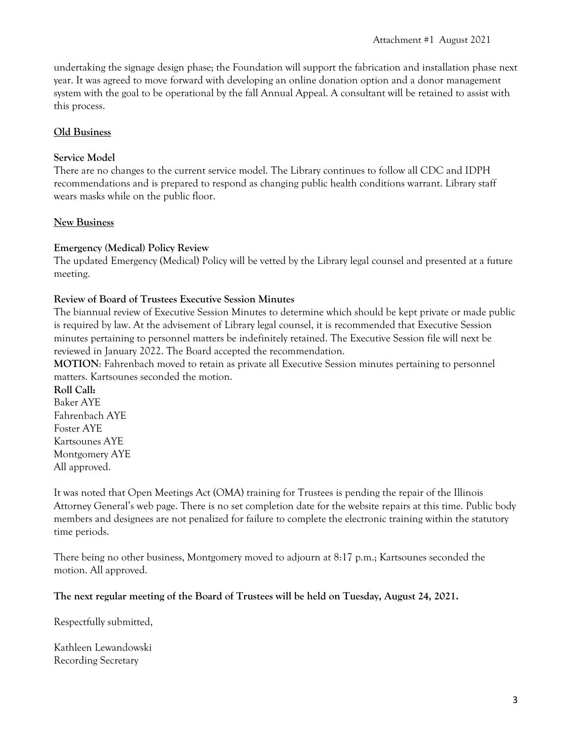undertaking the signage design phase; the Foundation will support the fabrication and installation phase next year. It was agreed to move forward with developing an online donation option and a donor management system with the goal to be operational by the fall Annual Appeal. A consultant will be retained to assist with this process.

## Old Business

### Service Model

There are no changes to the current service model. The Library continues to follow all CDC and IDPH recommendations and is prepared to respond as changing public health conditions warrant. Library staff wears masks while on the public floor.

## New Business

### Emergency (Medical) Policy Review

The updated Emergency (Medical) Policy will be vetted by the Library legal counsel and presented at a future meeting.

### Review of Board of Trustees Executive Session Minutes

The biannual review of Executive Session Minutes to determine which should be kept private or made public is required by law. At the advisement of Library legal counsel, it is recommended that Executive Session minutes pertaining to personnel matters be indefinitely retained. The Executive Session file will next be reviewed in January 2022. The Board accepted the recommendation.

**MOTION**: Fahrenbach moved to retain as private all Executive Session minutes pertaining to personnel matters. Kartsounes seconded the motion.

**Roll Call:**

Baker AYE  
Fahrenbach AYE  
Foster AYE  
Kartsounes AYE  
Montgomery AYE  
All approved.

It was noted that Open Meetings Act (OMA) training for Trustees is pending the repair of the Illinois Attorney General's web page. There is no set completion date for the website repairs at this time. Public body members and designees are not penalized for failure to complete the electronic training within the statutory time periods.

There being no other business, Montgomery moved to adjourn at 8:17 p.m.; Kartsounes seconded the motion. All approved.

**The next regular meeting of the Board of Trustees will be held on Tuesday, August 24, 2021.**

Respectfully submitted,

Kathleen Lewandowski  
Recording Secretary